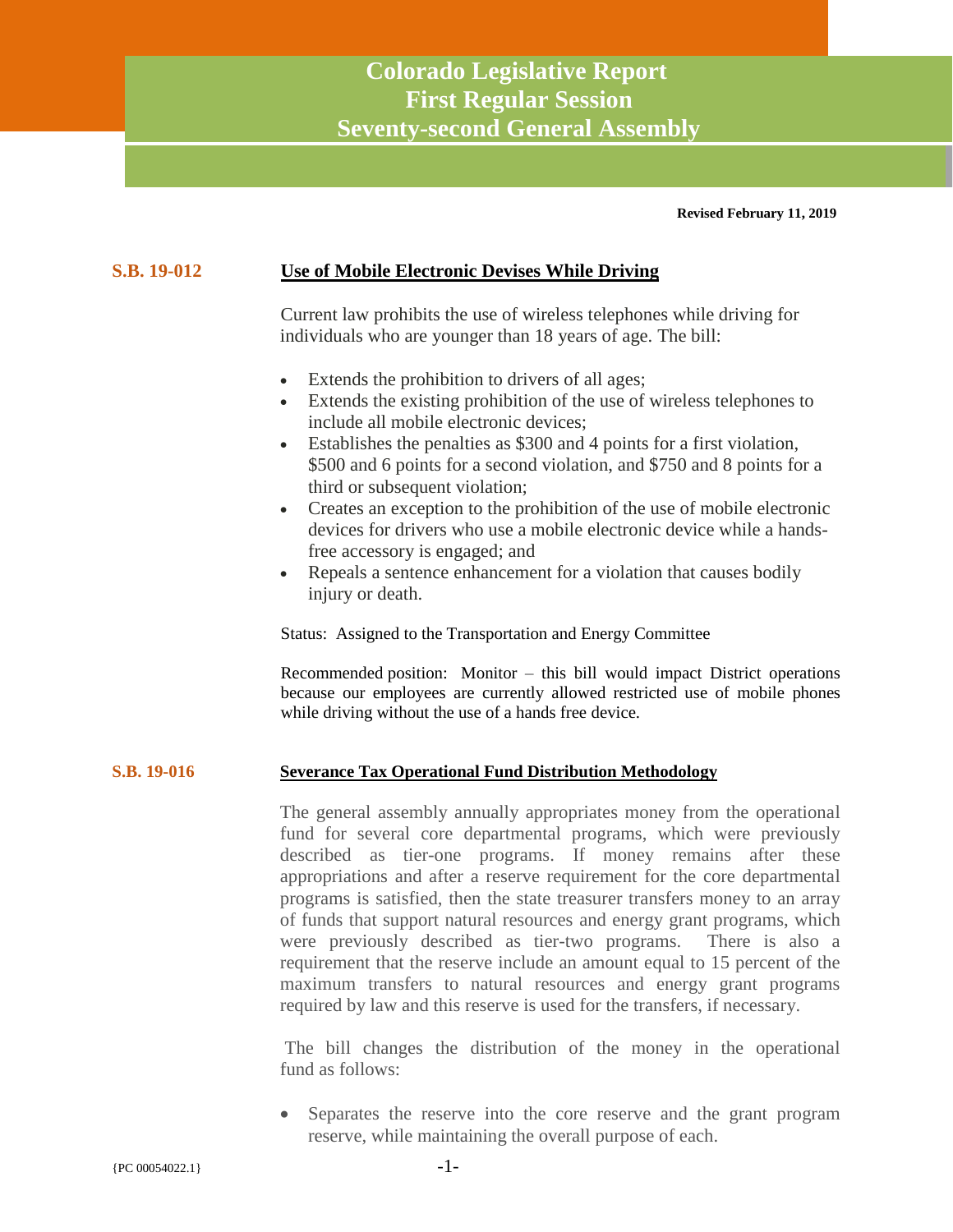# Colorado Legislative Report
# First Regular Session
# Seventy-second General Assembly

**Revised February 11, 2019**

## S.B. 19-012 — Use of Mobile Electronic Devises While Driving

Current law prohibits the use of wireless telephones while driving for individuals who are younger than 18 years of age. The bill:

- Extends the prohibition to drivers of all ages;
- Extends the existing prohibition of the use of wireless telephones to include all mobile electronic devices;
- Establishes the penalties as $300 and 4 points for a first violation, $500 and 6 points for a second violation, and $750 and 8 points for a third or subsequent violation;
- Creates an exception to the prohibition of the use of mobile electronic devices for drivers who use a mobile electronic device while a hands-free accessory is engaged; and
- Repeals a sentence enhancement for a violation that causes bodily injury or death.

Status: Assigned to the Transportation and Energy Committee

Recommended position: Monitor – this bill would impact District operations because our employees are currently allowed restricted use of mobile phones while driving without the use of a hands free device.

## S.B. 19-016 — Severance Tax Operational Fund Distribution Methodology

The general assembly annually appropriates money from the operational fund for several core departmental programs, which were previously described as tier-one programs. If money remains after these appropriations and after a reserve requirement for the core departmental programs is satisfied, then the state treasurer transfers money to an array of funds that support natural resources and energy grant programs, which were previously described as tier-two programs. There is also a requirement that the reserve include an amount equal to 15 percent of the maximum transfers to natural resources and energy grant programs required by law and this reserve is used for the transfers, if necessary.

The bill changes the distribution of the money in the operational fund as follows:

- Separates the reserve into the core reserve and the grant program reserve, while maintaining the overall purpose of each.

{PC 00054022.1}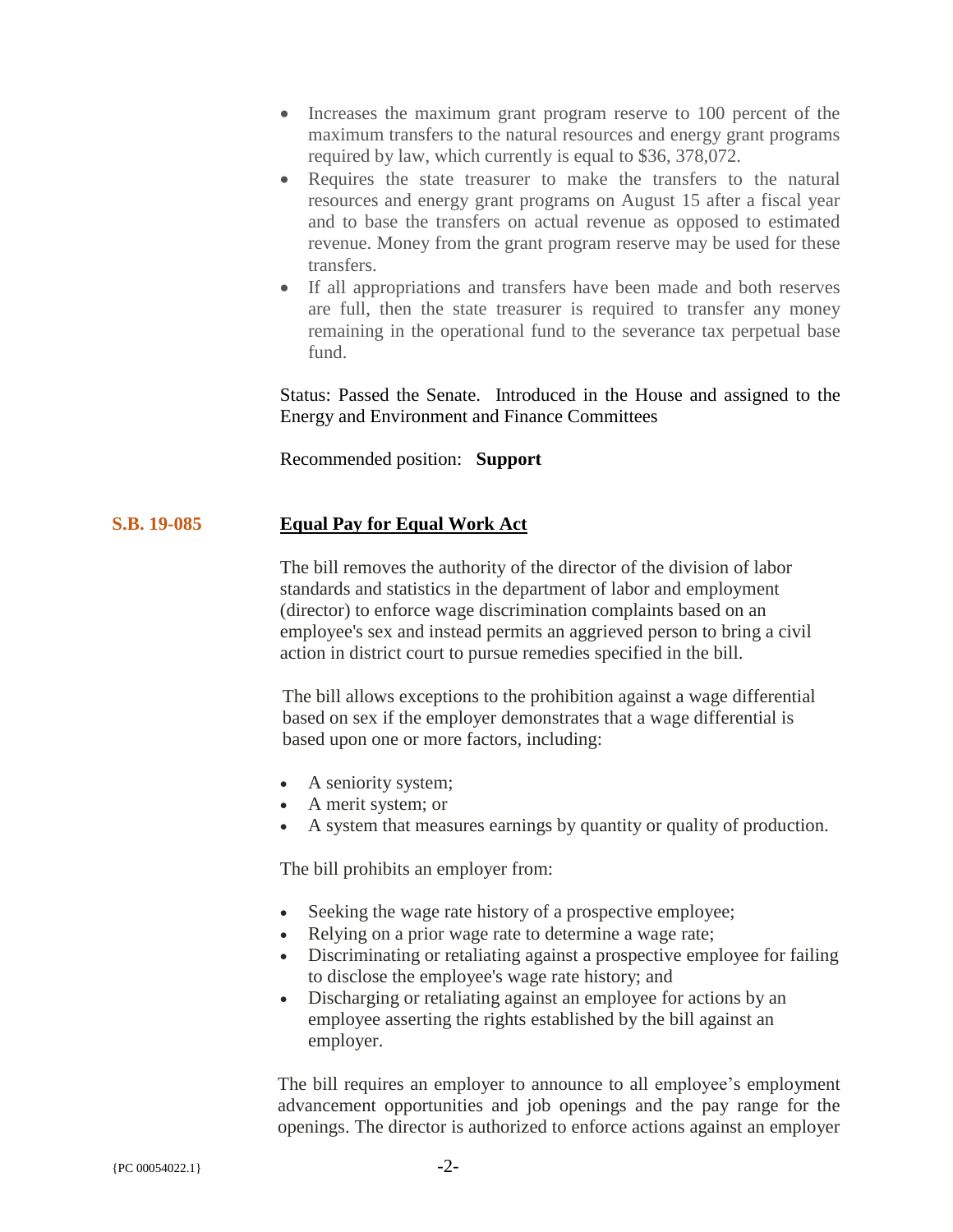- Increases the maximum grant program reserve to 100 percent of the maximum transfers to the natural resources and energy grant programs required by law, which currently is equal to $36, 378,072.
- Requires the state treasurer to make the transfers to the natural resources and energy grant programs on August 15 after a fiscal year and to base the transfers on actual revenue as opposed to estimated revenue. Money from the grant program reserve may be used for these transfers.
- If all appropriations and transfers have been made and both reserves are full, then the state treasurer is required to transfer any money remaining in the operational fund to the severance tax perpetual base fund.

Status: Passed the Senate. Introduced in the House and assigned to the Energy and Environment and Finance Committees

Recommended position: **Support**

## S.B. 19-085 — **Equal Pay for Equal Work Act**

The bill removes the authority of the director of the division of labor standards and statistics in the department of labor and employment (director) to enforce wage discrimination complaints based on an employee's sex and instead permits an aggrieved person to bring a civil action in district court to pursue remedies specified in the bill.

The bill allows exceptions to the prohibition against a wage differential based on sex if the employer demonstrates that a wage differential is based upon one or more factors, including:

- A seniority system;
- A merit system; or
- A system that measures earnings by quantity or quality of production.

The bill prohibits an employer from:

- Seeking the wage rate history of a prospective employee;
- Relying on a prior wage rate to determine a wage rate;
- Discriminating or retaliating against a prospective employee for failing to disclose the employee's wage rate history; and
- Discharging or retaliating against an employee for actions by an employee asserting the rights established by the bill against an employer.

The bill requires an employer to announce to all employee's employment advancement opportunities and job openings and the pay range for the openings. The director is authorized to enforce actions against an employer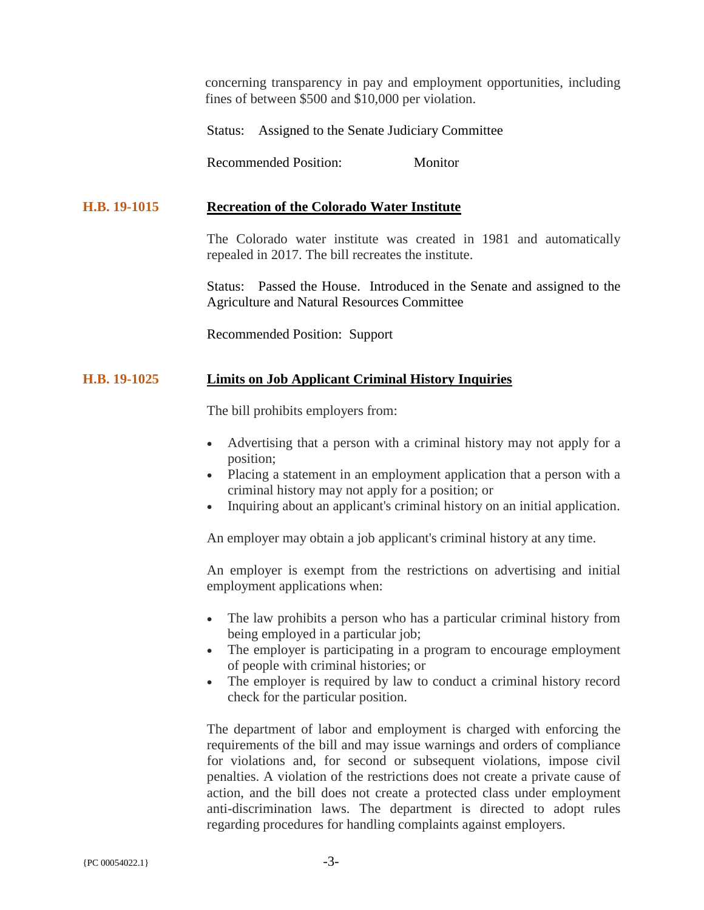concerning transparency in pay and employment opportunities, including fines of between $500 and $10,000 per violation.

Status: Assigned to the Senate Judiciary Committee

Recommended Position: Monitor

**H.B. 19-1015** **Recreation of the Colorado Water Institute**

The Colorado water institute was created in 1981 and automatically repealed in 2017. The bill recreates the institute.

Status: Passed the House. Introduced in the Senate and assigned to the Agriculture and Natural Resources Committee

Recommended Position: Support

**H.B. 19-1025** **Limits on Job Applicant Criminal History Inquiries**

The bill prohibits employers from:

- Advertising that a person with a criminal history may not apply for a position;
- Placing a statement in an employment application that a person with a criminal history may not apply for a position; or
- Inquiring about an applicant's criminal history on an initial application.

An employer may obtain a job applicant's criminal history at any time.

An employer is exempt from the restrictions on advertising and initial employment applications when:

- The law prohibits a person who has a particular criminal history from being employed in a particular job;
- The employer is participating in a program to encourage employment of people with criminal histories; or
- The employer is required by law to conduct a criminal history record check for the particular position.

The department of labor and employment is charged with enforcing the requirements of the bill and may issue warnings and orders of compliance for violations and, for second or subsequent violations, impose civil penalties. A violation of the restrictions does not create a private cause of action, and the bill does not create a protected class under employment anti-discrimination laws. The department is directed to adopt rules regarding procedures for handling complaints against employers.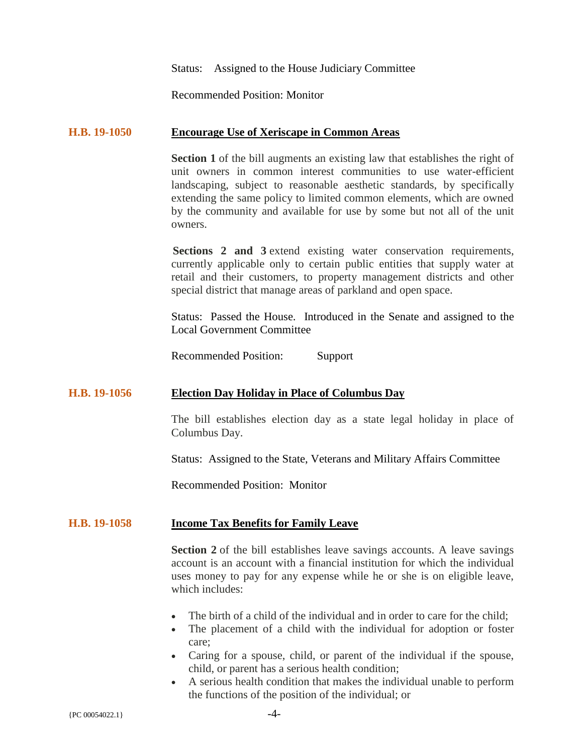Status: Assigned to the House Judiciary Committee

Recommended Position: Monitor

**H.B. 19-1050** **Encourage Use of Xeriscape in Common Areas**

**Section 1** of the bill augments an existing law that establishes the right of unit owners in common interest communities to use water-efficient landscaping, subject to reasonable aesthetic standards, by specifically extending the same policy to limited common elements, which are owned by the community and available for use by some but not all of the unit owners.

**Sections 2 and 3** extend existing water conservation requirements, currently applicable only to certain public entities that supply water at retail and their customers, to property management districts and other special district that manage areas of parkland and open space.

Status: Passed the House. Introduced in the Senate and assigned to the Local Government Committee

Recommended Position: Support

**H.B. 19-1056** **Election Day Holiday in Place of Columbus Day**

The bill establishes election day as a state legal holiday in place of Columbus Day.

Status: Assigned to the State, Veterans and Military Affairs Committee

Recommended Position: Monitor

**H.B. 19-1058** **Income Tax Benefits for Family Leave**

**Section 2** of the bill establishes leave savings accounts. A leave savings account is an account with a financial institution for which the individual uses money to pay for any expense while he or she is on eligible leave, which includes:

- The birth of a child of the individual and in order to care for the child;
- The placement of a child with the individual for adoption or foster care;
- Caring for a spouse, child, or parent of the individual if the spouse, child, or parent has a serious health condition;
- A serious health condition that makes the individual unable to perform the functions of the position of the individual; or

{PC 00054022.1}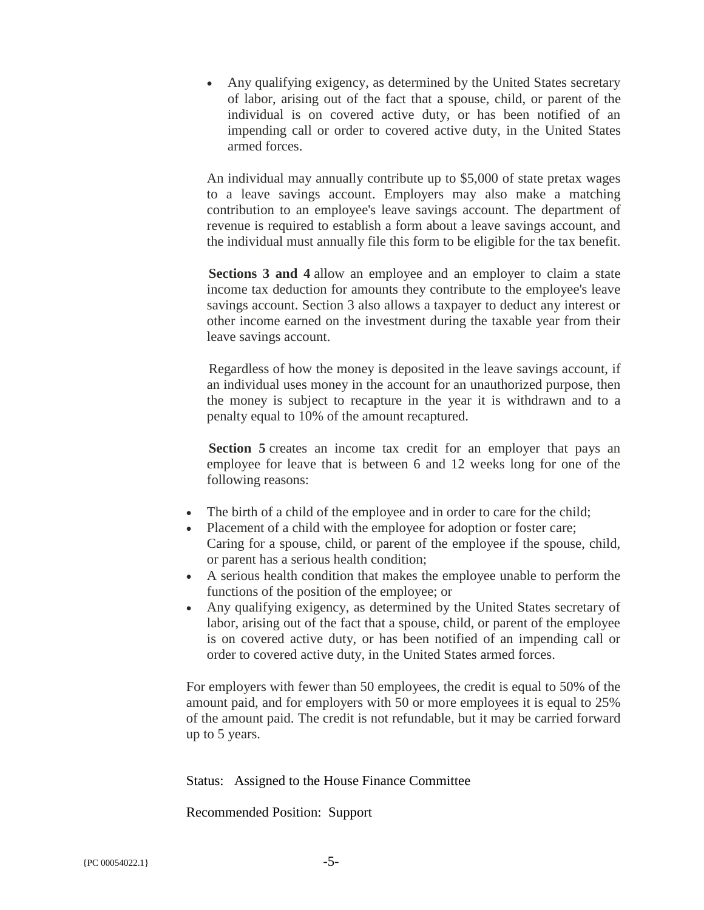- Any qualifying exigency, as determined by the United States secretary of labor, arising out of the fact that a spouse, child, or parent of the individual is on covered active duty, or has been notified of an impending call or order to covered active duty, in the United States armed forces.

An individual may annually contribute up to $5,000 of state pretax wages to a leave savings account. Employers may also make a matching contribution to an employee's leave savings account. The department of revenue is required to establish a form about a leave savings account, and the individual must annually file this form to be eligible for the tax benefit.

**Sections 3 and 4** allow an employee and an employer to claim a state income tax deduction for amounts they contribute to the employee's leave savings account. Section 3 also allows a taxpayer to deduct any interest or other income earned on the investment during the taxable year from their leave savings account.

Regardless of how the money is deposited in the leave savings account, if an individual uses money in the account for an unauthorized purpose, then the money is subject to recapture in the year it is withdrawn and to a penalty equal to 10% of the amount recaptured.

**Section 5** creates an income tax credit for an employer that pays an employee for leave that is between 6 and 12 weeks long for one of the following reasons:

- The birth of a child of the employee and in order to care for the child;
- Placement of a child with the employee for adoption or foster care; Caring for a spouse, child, or parent of the employee if the spouse, child, or parent has a serious health condition;
- A serious health condition that makes the employee unable to perform the functions of the position of the employee; or
- Any qualifying exigency, as determined by the United States secretary of labor, arising out of the fact that a spouse, child, or parent of the employee is on covered active duty, or has been notified of an impending call or order to covered active duty, in the United States armed forces.

For employers with fewer than 50 employees, the credit is equal to 50% of the amount paid, and for employers with 50 or more employees it is equal to 25% of the amount paid. The credit is not refundable, but it may be carried forward up to 5 years.

Status: Assigned to the House Finance Committee

Recommended Position: Support

{PC 00054022.1}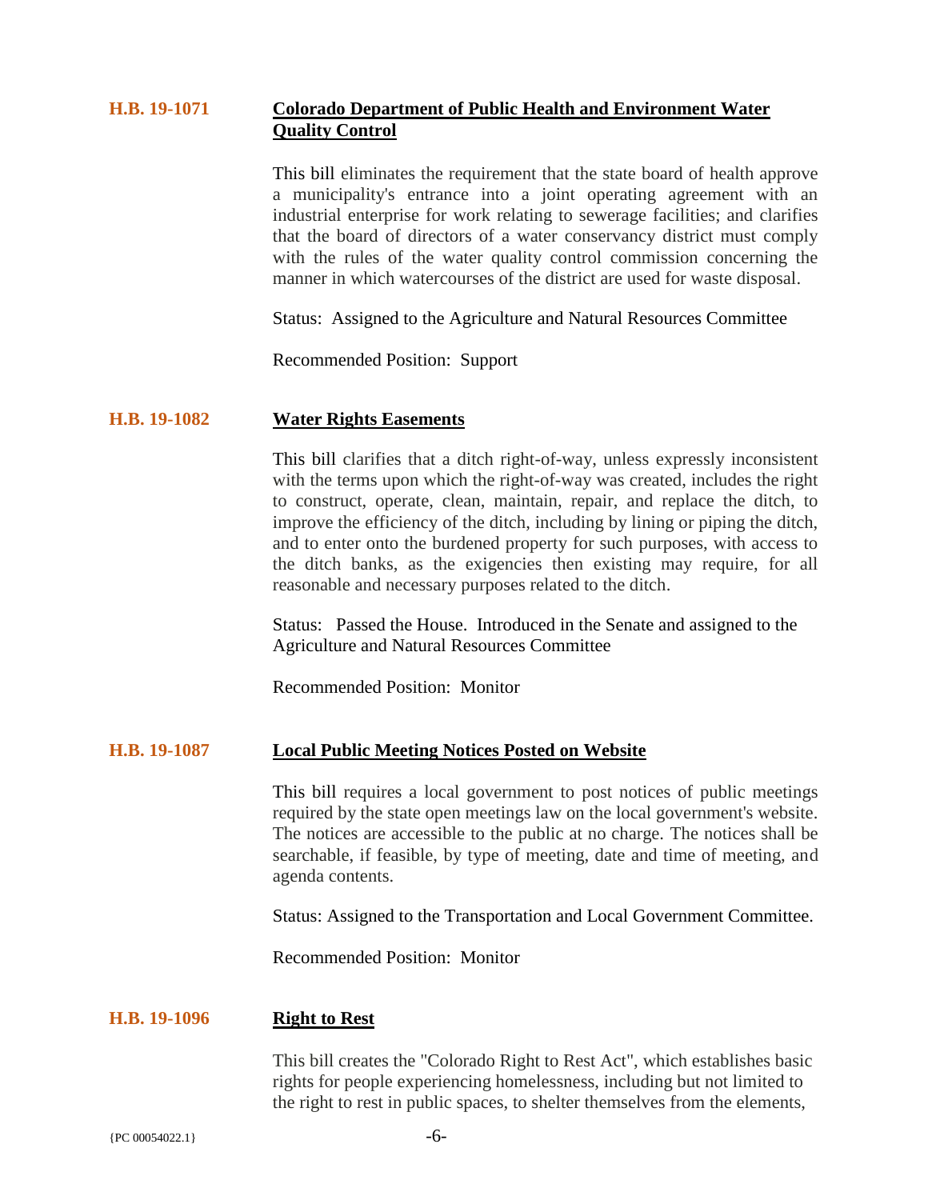**H.B. 19-1071** **Colorado Department of Public Health and Environment Water Quality Control**

This bill eliminates the requirement that the state board of health approve a municipality's entrance into a joint operating agreement with an industrial enterprise for work relating to sewerage facilities; and clarifies that the board of directors of a water conservancy district must comply with the rules of the water quality control commission concerning the manner in which watercourses of the district are used for waste disposal.

Status: Assigned to the Agriculture and Natural Resources Committee

Recommended Position: Support

**H.B. 19-1082** **Water Rights Easements**

This bill clarifies that a ditch right-of-way, unless expressly inconsistent with the terms upon which the right-of-way was created, includes the right to construct, operate, clean, maintain, repair, and replace the ditch, to improve the efficiency of the ditch, including by lining or piping the ditch, and to enter onto the burdened property for such purposes, with access to the ditch banks, as the exigencies then existing may require, for all reasonable and necessary purposes related to the ditch.

Status: Passed the House. Introduced in the Senate and assigned to the Agriculture and Natural Resources Committee

Recommended Position: Monitor

**H.B. 19-1087** **Local Public Meeting Notices Posted on Website**

This bill requires a local government to post notices of public meetings required by the state open meetings law on the local government's website. The notices are accessible to the public at no charge. The notices shall be searchable, if feasible, by type of meeting, date and time of meeting, and agenda contents.

Status: Assigned to the Transportation and Local Government Committee.

Recommended Position: Monitor

**H.B. 19-1096** **Right to Rest**

This bill creates the "Colorado Right to Rest Act", which establishes basic rights for people experiencing homelessness, including but not limited to the right to rest in public spaces, to shelter themselves from the elements,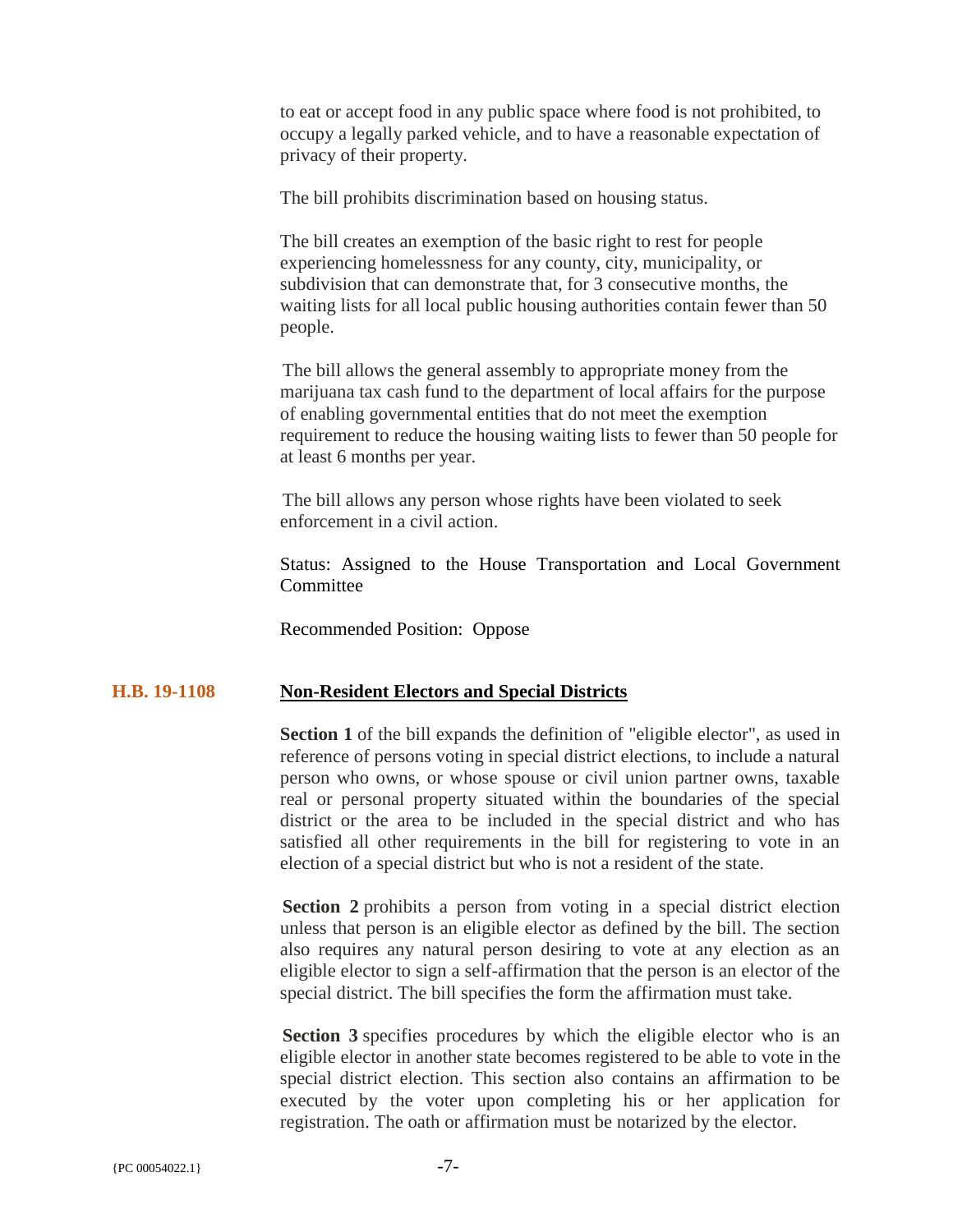to eat or accept food in any public space where food is not prohibited, to occupy a legally parked vehicle, and to have a reasonable expectation of privacy of their property.

The bill prohibits discrimination based on housing status.

The bill creates an exemption of the basic right to rest for people experiencing homelessness for any county, city, municipality, or subdivision that can demonstrate that, for 3 consecutive months, the waiting lists for all local public housing authorities contain fewer than 50 people.

The bill allows the general assembly to appropriate money from the marijuana tax cash fund to the department of local affairs for the purpose of enabling governmental entities that do not meet the exemption requirement to reduce the housing waiting lists to fewer than 50 people for at least 6 months per year.

The bill allows any person whose rights have been violated to seek enforcement in a civil action.

Status: Assigned to the House Transportation and Local Government Committee

Recommended Position: Oppose

## H.B. 19-1108 **Non-Resident Electors and Special Districts**

**Section 1** of the bill expands the definition of "eligible elector", as used in reference of persons voting in special district elections, to include a natural person who owns, or whose spouse or civil union partner owns, taxable real or personal property situated within the boundaries of the special district or the area to be included in the special district and who has satisfied all other requirements in the bill for registering to vote in an election of a special district but who is not a resident of the state.

**Section 2** prohibits a person from voting in a special district election unless that person is an eligible elector as defined by the bill. The section also requires any natural person desiring to vote at any election as an eligible elector to sign a self-affirmation that the person is an elector of the special district. The bill specifies the form the affirmation must take.

**Section 3** specifies procedures by which the eligible elector who is an eligible elector in another state becomes registered to be able to vote in the special district election. This section also contains an affirmation to be executed by the voter upon completing his or her application for registration. The oath or affirmation must be notarized by the elector.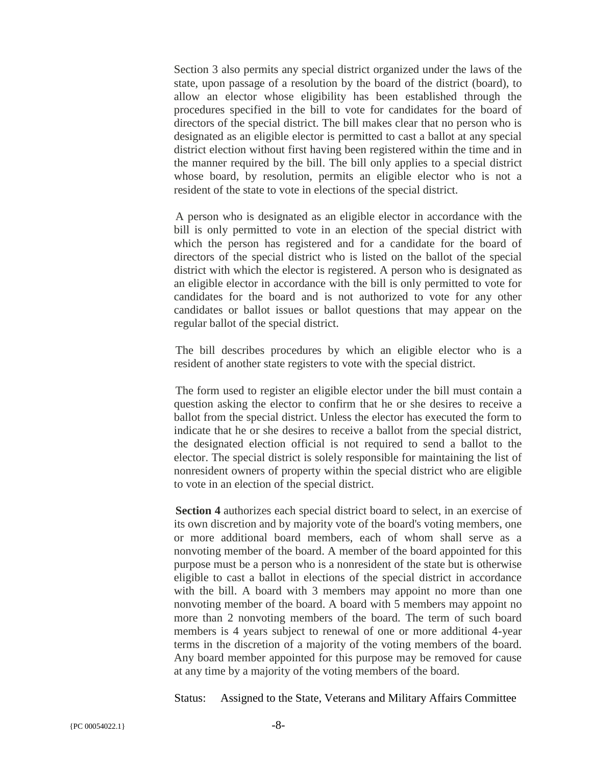Section 3 also permits any special district organized under the laws of the state, upon passage of a resolution by the board of the district (board), to allow an elector whose eligibility has been established through the procedures specified in the bill to vote for candidates for the board of directors of the special district. The bill makes clear that no person who is designated as an eligible elector is permitted to cast a ballot at any special district election without first having been registered within the time and in the manner required by the bill. The bill only applies to a special district whose board, by resolution, permits an eligible elector who is not a resident of the state to vote in elections of the special district.

A person who is designated as an eligible elector in accordance with the bill is only permitted to vote in an election of the special district with which the person has registered and for a candidate for the board of directors of the special district who is listed on the ballot of the special district with which the elector is registered. A person who is designated as an eligible elector in accordance with the bill is only permitted to vote for candidates for the board and is not authorized to vote for any other candidates or ballot issues or ballot questions that may appear on the regular ballot of the special district.

The bill describes procedures by which an eligible elector who is a resident of another state registers to vote with the special district.

The form used to register an eligible elector under the bill must contain a question asking the elector to confirm that he or she desires to receive a ballot from the special district. Unless the elector has executed the form to indicate that he or she desires to receive a ballot from the special district, the designated election official is not required to send a ballot to the elector. The special district is solely responsible for maintaining the list of nonresident owners of property within the special district who are eligible to vote in an election of the special district.

**Section 4** authorizes each special district board to select, in an exercise of its own discretion and by majority vote of the board's voting members, one or more additional board members, each of whom shall serve as a nonvoting member of the board. A member of the board appointed for this purpose must be a person who is a nonresident of the state but is otherwise eligible to cast a ballot in elections of the special district in accordance with the bill. A board with 3 members may appoint no more than one nonvoting member of the board. A board with 5 members may appoint no more than 2 nonvoting members of the board. The term of such board members is 4 years subject to renewal of one or more additional 4-year terms in the discretion of a majority of the voting members of the board. Any board member appointed for this purpose may be removed for cause at any time by a majority of the voting members of the board.

Status: Assigned to the State, Veterans and Military Affairs Committee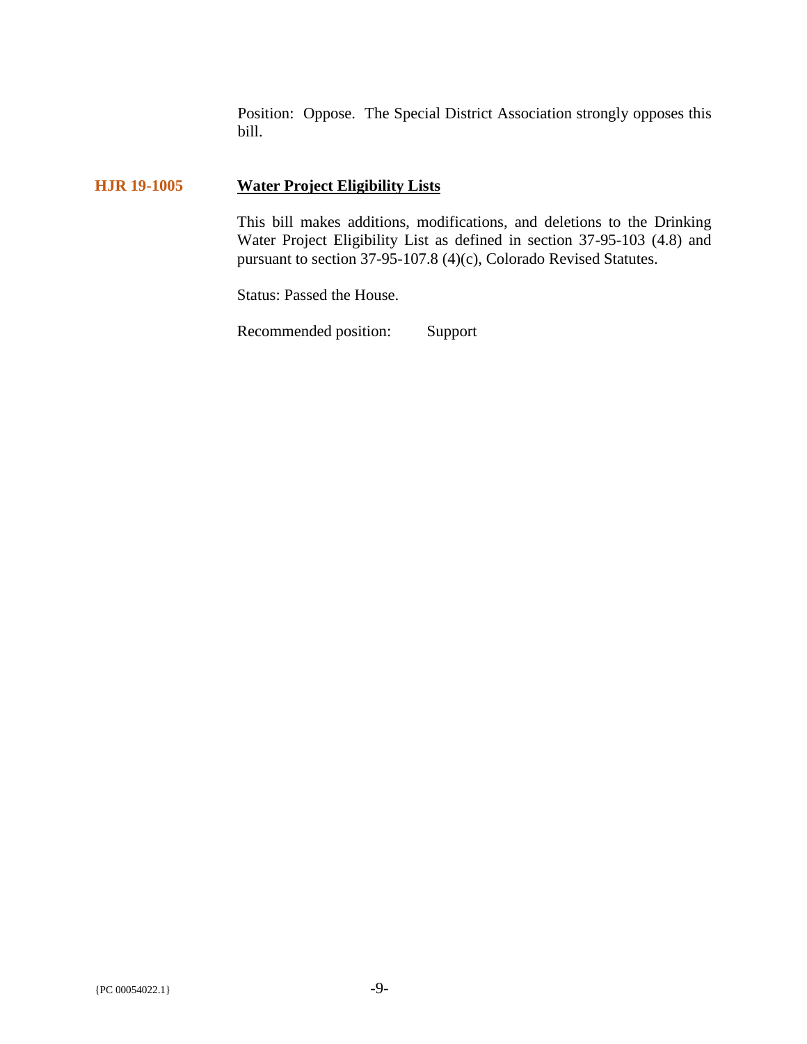Position: Oppose. The Special District Association strongly opposes this bill.

**HJR 19-1005** **Water Project Eligibility Lists**

This bill makes additions, modifications, and deletions to the Drinking Water Project Eligibility List as defined in section 37-95-103 (4.8) and pursuant to section 37-95-107.8 (4)(c), Colorado Revised Statutes.

Status: Passed the House.

Recommended position: Support

{PC 00054022.1}